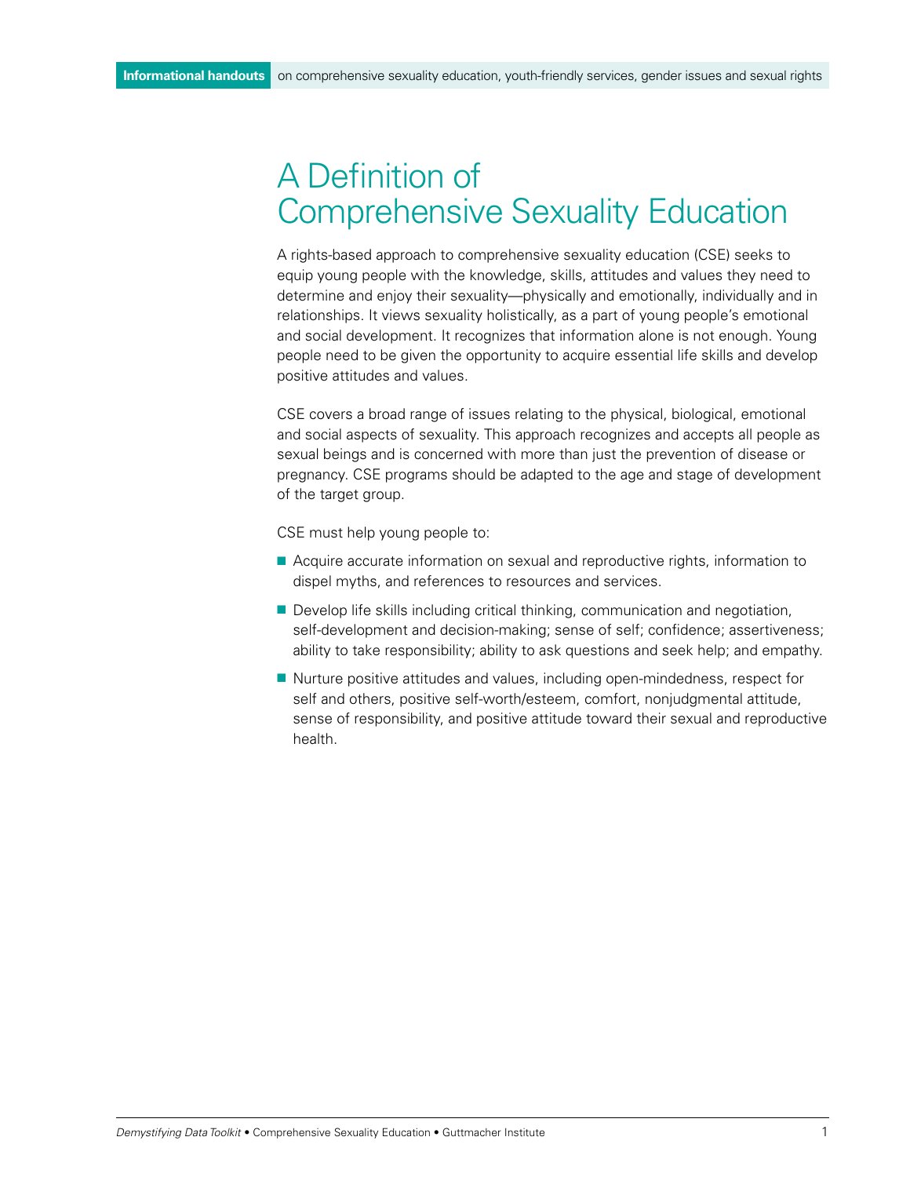# A Definition of Comprehensive Sexuality Education

A rights-based approach to comprehensive sexuality education (CSE) seeks to equip young people with the knowledge, skills, attitudes and values they need to determine and enjoy their sexuality—physically and emotionally, individually and in relationships. It views sexuality holistically, as a part of young people's emotional and social development. It recognizes that information alone is not enough. Young people need to be given the opportunity to acquire essential life skills and develop positive attitudes and values.

CSE covers a broad range of issues relating to the physical, biological, emotional and social aspects of sexuality. This approach recognizes and accepts all people as sexual beings and is concerned with more than just the prevention of disease or pregnancy. CSE programs should be adapted to the age and stage of development of the target group.

CSE must help young people to:

- Acquire accurate information on sexual and reproductive rights, information to dispel myths, and references to resources and services.
- Develop life skills including critical thinking, communication and negotiation, self-development and decision-making; sense of self; confidence; assertiveness; ability to take responsibility; ability to ask questions and seek help; and empathy.
- Nurture positive attitudes and values, including open-mindedness, respect for self and others, positive self-worth/esteem, comfort, nonjudgmental attitude, sense of responsibility, and positive attitude toward their sexual and reproductive health.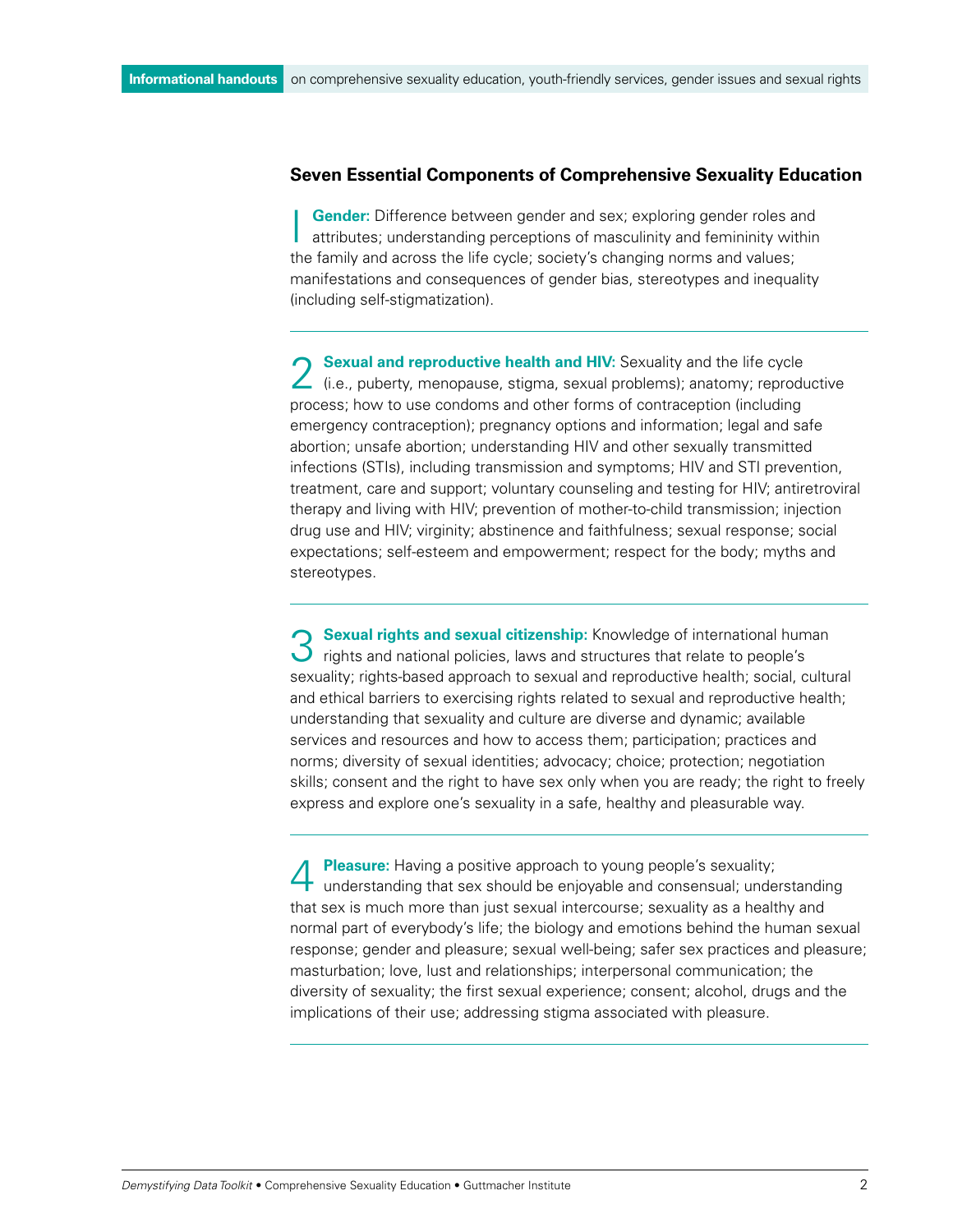## Seven Essential Components of Comprehensive Sexuality Education

1 **Gender:** Difference between gender and sex; exploring gender roles and attributes; understanding perceptions of masculinity and femininity within the family and across the life cycle; society's changing norms and values; manifestations and consequences of gender bias, stereotypes and inequality (including self-stigmatization).

---

2 **Sexual and reproductive health and HIV:** Sexuality and the life cycle (i.e., puberty, menopause, stigma, sexual problems); anatomy; reproductive process; how to use condoms and other forms of contraception (including emergency contraception); pregnancy options and information; legal and safe abortion; unsafe abortion; understanding HIV and other sexually transmitted infections (STIs), including transmission and symptoms; HIV and STI prevention, treatment, care and support; voluntary counseling and testing for HIV; antiretroviral therapy and living with HIV; prevention of mother-to-child transmission; injection drug use and HIV; virginity; abstinence and faithfulness; sexual response; social expectations; self-esteem and empowerment; respect for the body; myths and stereotypes.

---

3 **Sexual rights and sexual citizenship:** Knowledge of international human rights and national policies, laws and structures that relate to people's sexuality; rights-based approach to sexual and reproductive health; social, cultural and ethical barriers to exercising rights related to sexual and reproductive health; understanding that sexuality and culture are diverse and dynamic; available services and resources and how to access them; participation; practices and norms; diversity of sexual identities; advocacy; choice; protection; negotiation skills; consent and the right to have sex only when you are ready; the right to freely express and explore one's sexuality in a safe, healthy and pleasurable way.

---

4 **Pleasure:** Having a positive approach to young people's sexuality; understanding that sex should be enjoyable and consensual; understanding that sex is much more than just sexual intercourse; sexuality as a healthy and normal part of everybody's life; the biology and emotions behind the human sexual response; gender and pleasure; sexual well-being; safer sex practices and pleasure; masturbation; love, lust and relationships; interpersonal communication; the diversity of sexuality; the first sexual experience; consent; alcohol, drugs and the implications of their use; addressing stigma associated with pleasure.

---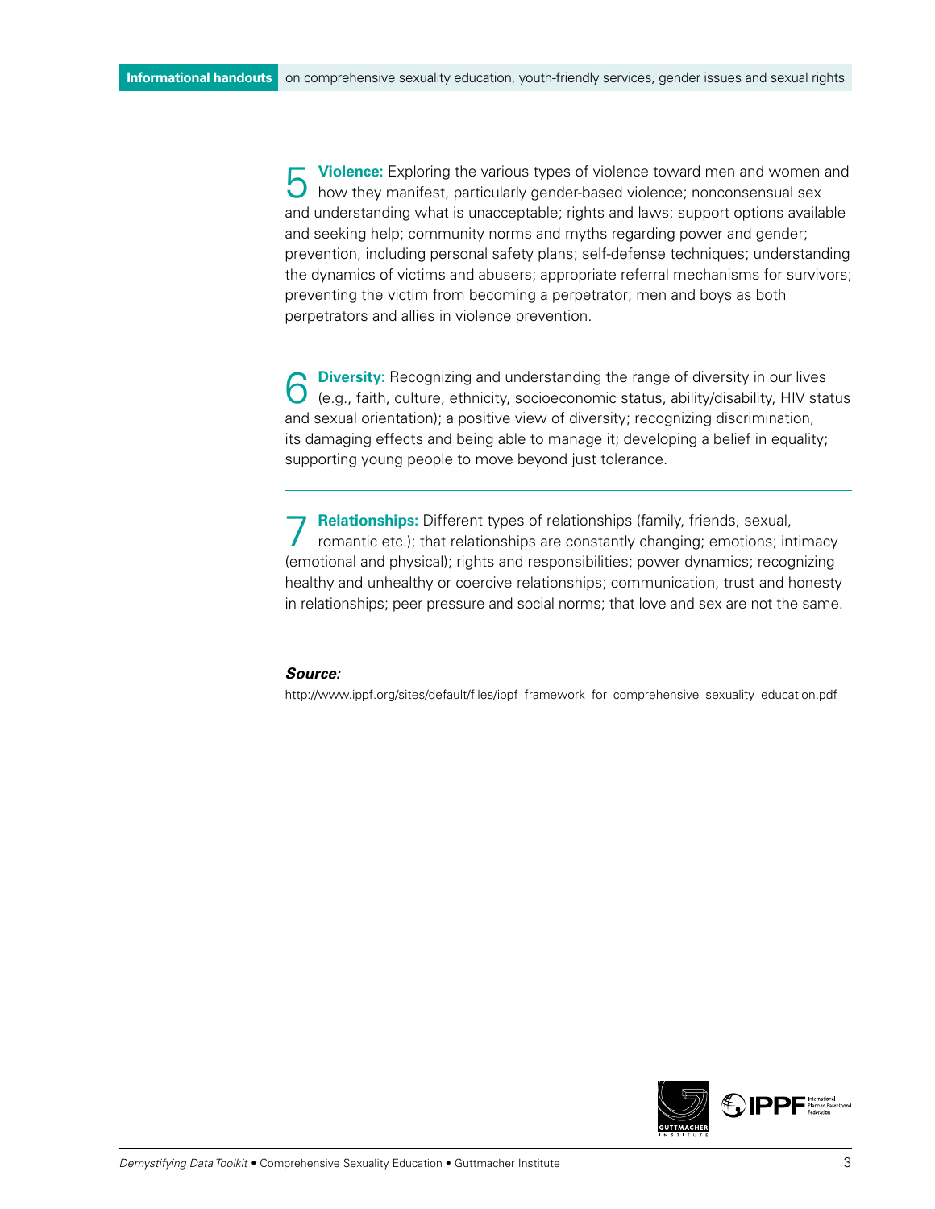5 **Violence:** Exploring the various types of violence toward men and women and how they manifest, particularly gender-based violence; nonconsensual sex and understanding what is unacceptable; rights and laws; support options available and seeking help; community norms and myths regarding power and gender; prevention, including personal safety plans; self-defense techniques; understanding the dynamics of victims and abusers; appropriate referral mechanisms for survivors; preventing the victim from becoming a perpetrator; men and boys as both perpetrators and allies in violence prevention.

---

6 **Diversity:** Recognizing and understanding the range of diversity in our lives (e.g., faith, culture, ethnicity, socioeconomic status, ability/disability, HIV status and sexual orientation); a positive view of diversity; recognizing discrimination, its damaging effects and being able to manage it; developing a belief in equality; supporting young people to move beyond just tolerance.

---

7 **Relationships:** Different types of relationships (family, friends, sexual, romantic etc.); that relationships are constantly changing; emotions; intimacy (emotional and physical); rights and responsibilities; power dynamics; recognizing healthy and unhealthy or coercive relationships; communication, trust and honesty in relationships; peer pressure and social norms; that love and sex are not the same.

---

***Source:***

http://www.ippf.org/sites/default/files/ippf_framework_for_comprehensive_sexuality_education.pdf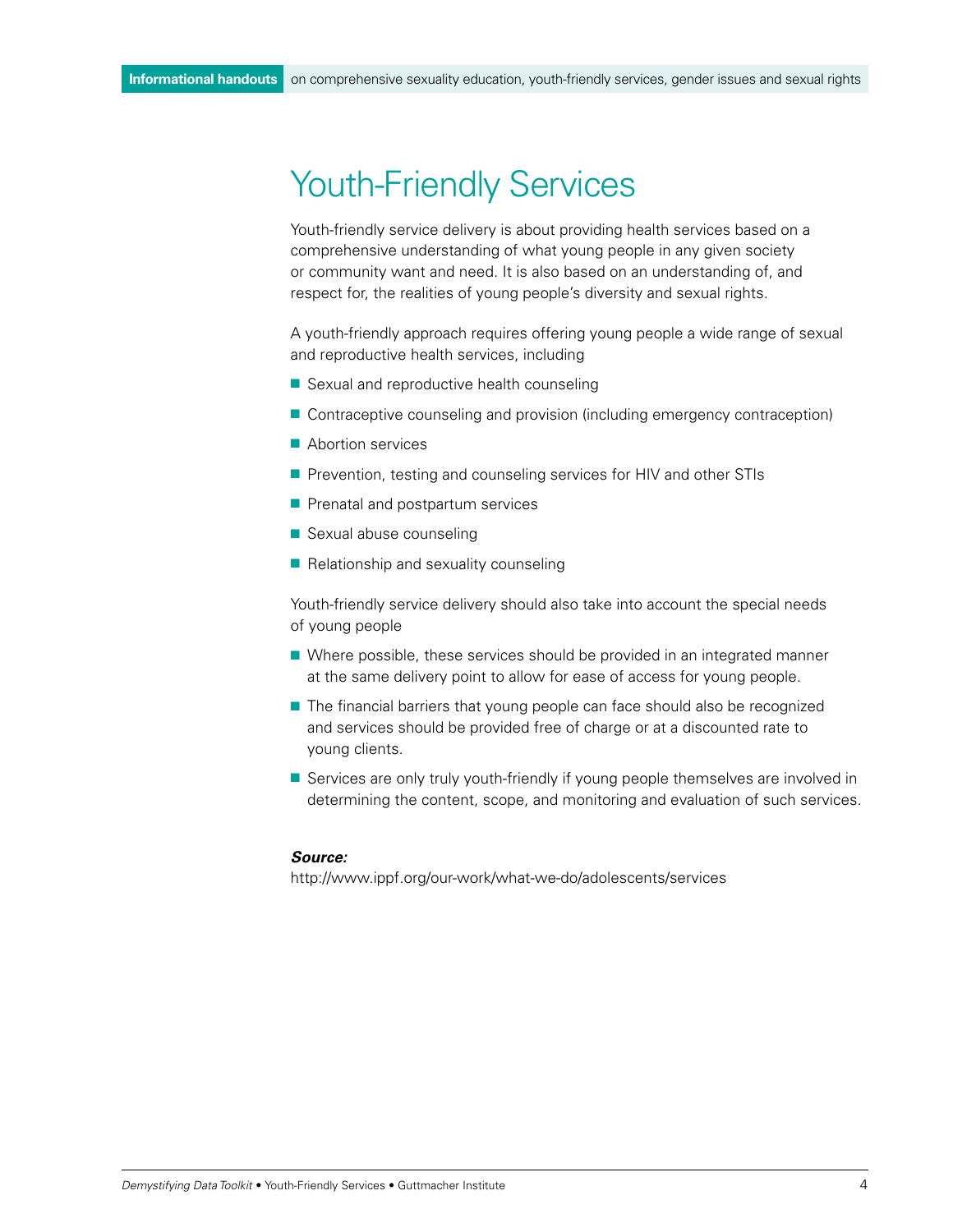# Youth-Friendly Services

Youth-friendly service delivery is about providing health services based on a comprehensive understanding of what young people in any given society or community want and need. It is also based on an understanding of, and respect for, the realities of young people's diversity and sexual rights.

A youth-friendly approach requires offering young people a wide range of sexual and reproductive health services, including

- Sexual and reproductive health counseling
- Contraceptive counseling and provision (including emergency contraception)
- Abortion services
- Prevention, testing and counseling services for HIV and other STIs
- Prenatal and postpartum services
- Sexual abuse counseling
- Relationship and sexuality counseling

Youth-friendly service delivery should also take into account the special needs of young people

- Where possible, these services should be provided in an integrated manner at the same delivery point to allow for ease of access for young people.
- The financial barriers that young people can face should also be recognized and services should be provided free of charge or at a discounted rate to young clients.
- Services are only truly youth-friendly if young people themselves are involved in determining the content, scope, and monitoring and evaluation of such services.

***Source:***
http://www.ippf.org/our-work/what-we-do/adolescents/services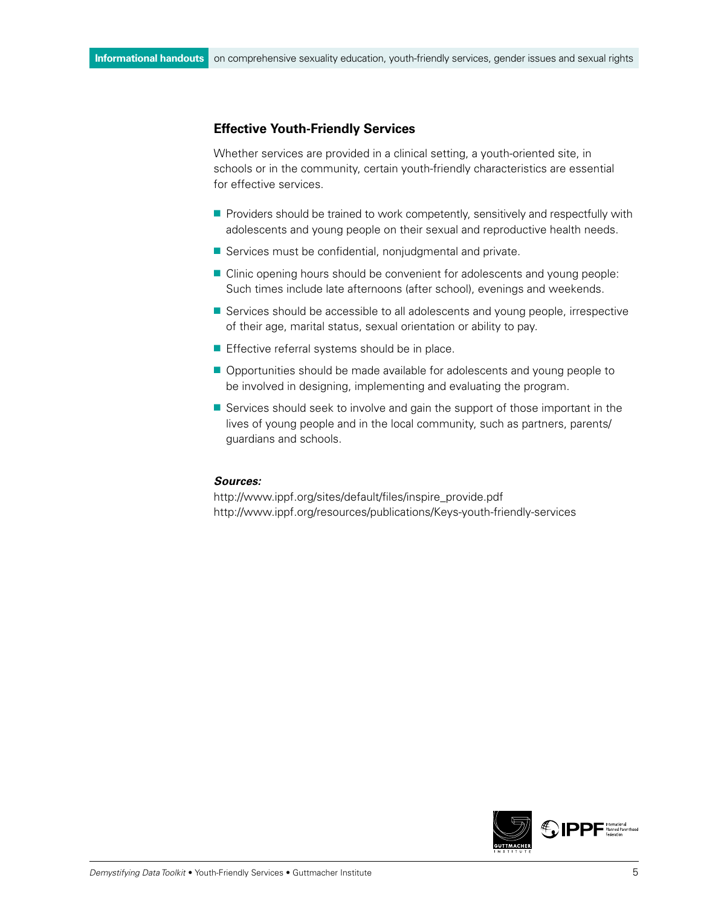## Effective Youth-Friendly Services

Whether services are provided in a clinical setting, a youth-oriented site, in schools or in the community, certain youth-friendly characteristics are essential for effective services.

- Providers should be trained to work competently, sensitively and respectfully with adolescents and young people on their sexual and reproductive health needs.
- Services must be confidential, nonjudgmental and private.
- Clinic opening hours should be convenient for adolescents and young people: Such times include late afternoons (after school), evenings and weekends.
- Services should be accessible to all adolescents and young people, irrespective of their age, marital status, sexual orientation or ability to pay.
- Effective referral systems should be in place.
- Opportunities should be made available for adolescents and young people to be involved in designing, implementing and evaluating the program.
- Services should seek to involve and gain the support of those important in the lives of young people and in the local community, such as partners, parents/guardians and schools.

***Sources:***

http://www.ippf.org/sites/default/files/inspire_provide.pdf
http://www.ippf.org/resources/publications/Keys-youth-friendly-services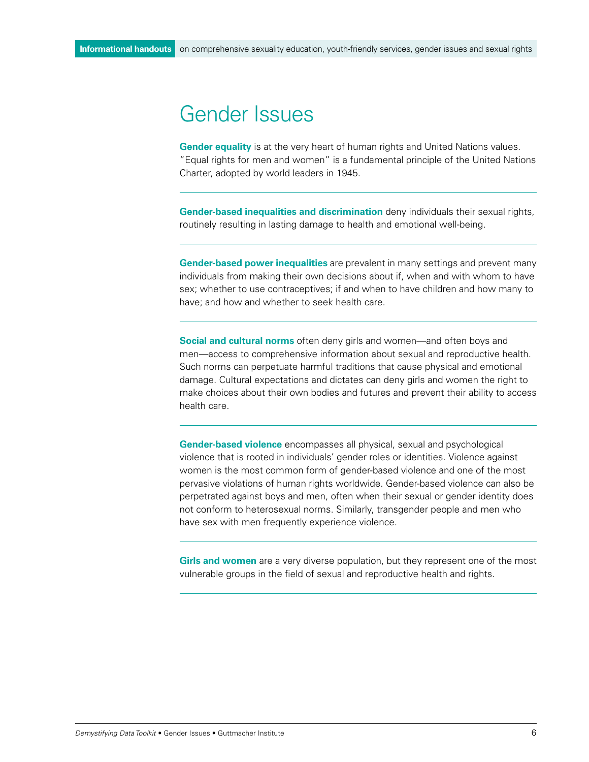# Gender Issues

**Gender equality** is at the very heart of human rights and United Nations values. "Equal rights for men and women" is a fundamental principle of the United Nations Charter, adopted by world leaders in 1945.

---

**Gender-based inequalities and discrimination** deny individuals their sexual rights, routinely resulting in lasting damage to health and emotional well-being.

---

**Gender-based power inequalities** are prevalent in many settings and prevent many individuals from making their own decisions about if, when and with whom to have sex; whether to use contraceptives; if and when to have children and how many to have; and how and whether to seek health care.

---

**Social and cultural norms** often deny girls and women—and often boys and men—access to comprehensive information about sexual and reproductive health. Such norms can perpetuate harmful traditions that cause physical and emotional damage. Cultural expectations and dictates can deny girls and women the right to make choices about their own bodies and futures and prevent their ability to access health care.

---

**Gender-based violence** encompasses all physical, sexual and psychological violence that is rooted in individuals' gender roles or identities. Violence against women is the most common form of gender-based violence and one of the most pervasive violations of human rights worldwide. Gender-based violence can also be perpetrated against boys and men, often when their sexual or gender identity does not conform to heterosexual norms. Similarly, transgender people and men who have sex with men frequently experience violence.

---

**Girls and women** are a very diverse population, but they represent one of the most vulnerable groups in the field of sexual and reproductive health and rights.

---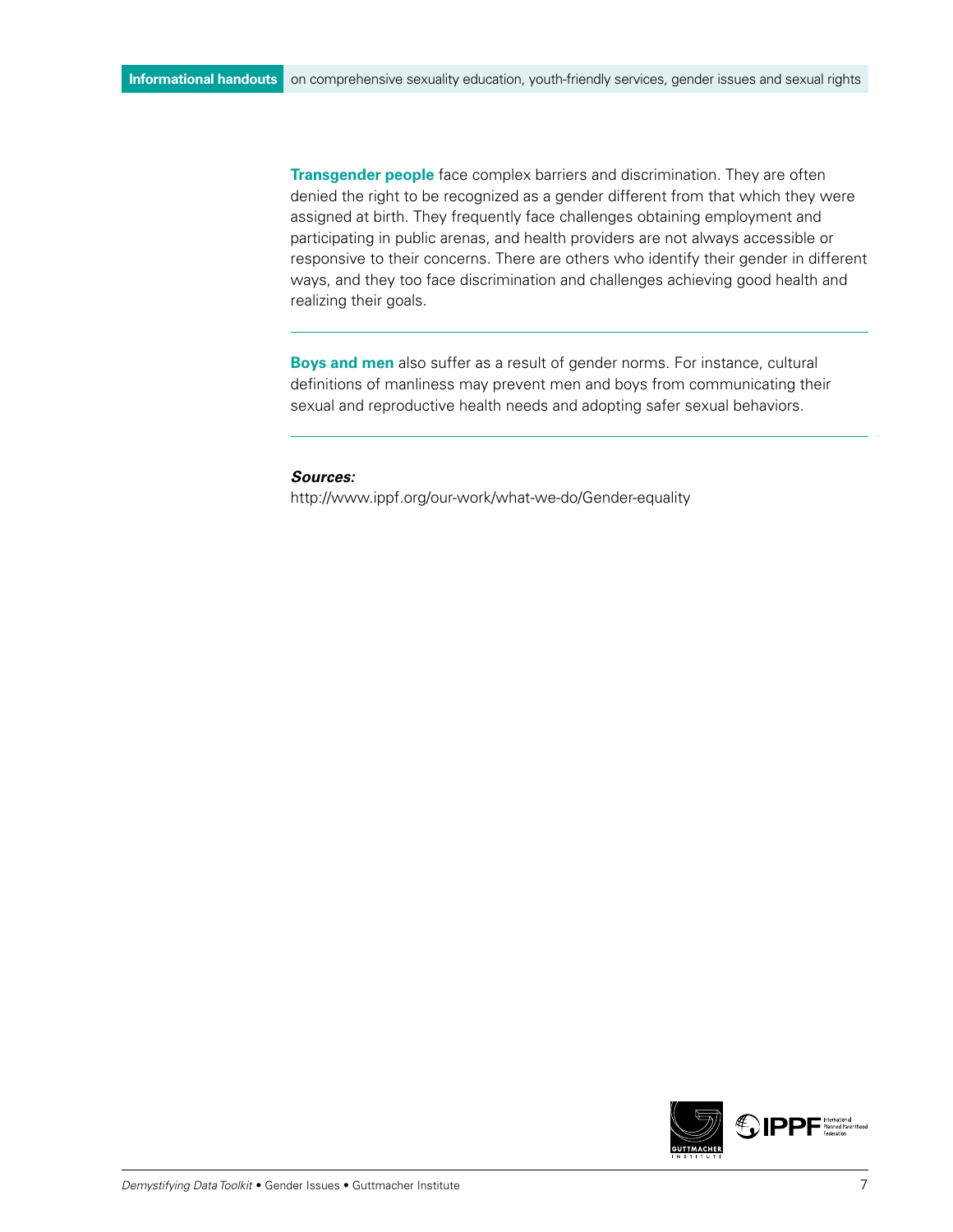**Transgender people** face complex barriers and discrimination. They are often denied the right to be recognized as a gender different from that which they were assigned at birth. They frequently face challenges obtaining employment and participating in public arenas, and health providers are not always accessible or responsive to their concerns. There are others who identify their gender in different ways, and they too face discrimination and challenges achieving good health and realizing their goals.

---

**Boys and men** also suffer as a result of gender norms. For instance, cultural definitions of manliness may prevent men and boys from communicating their sexual and reproductive health needs and adopting safer sexual behaviors.

---

***Sources:***

http://www.ippf.org/our-work/what-we-do/Gender-equality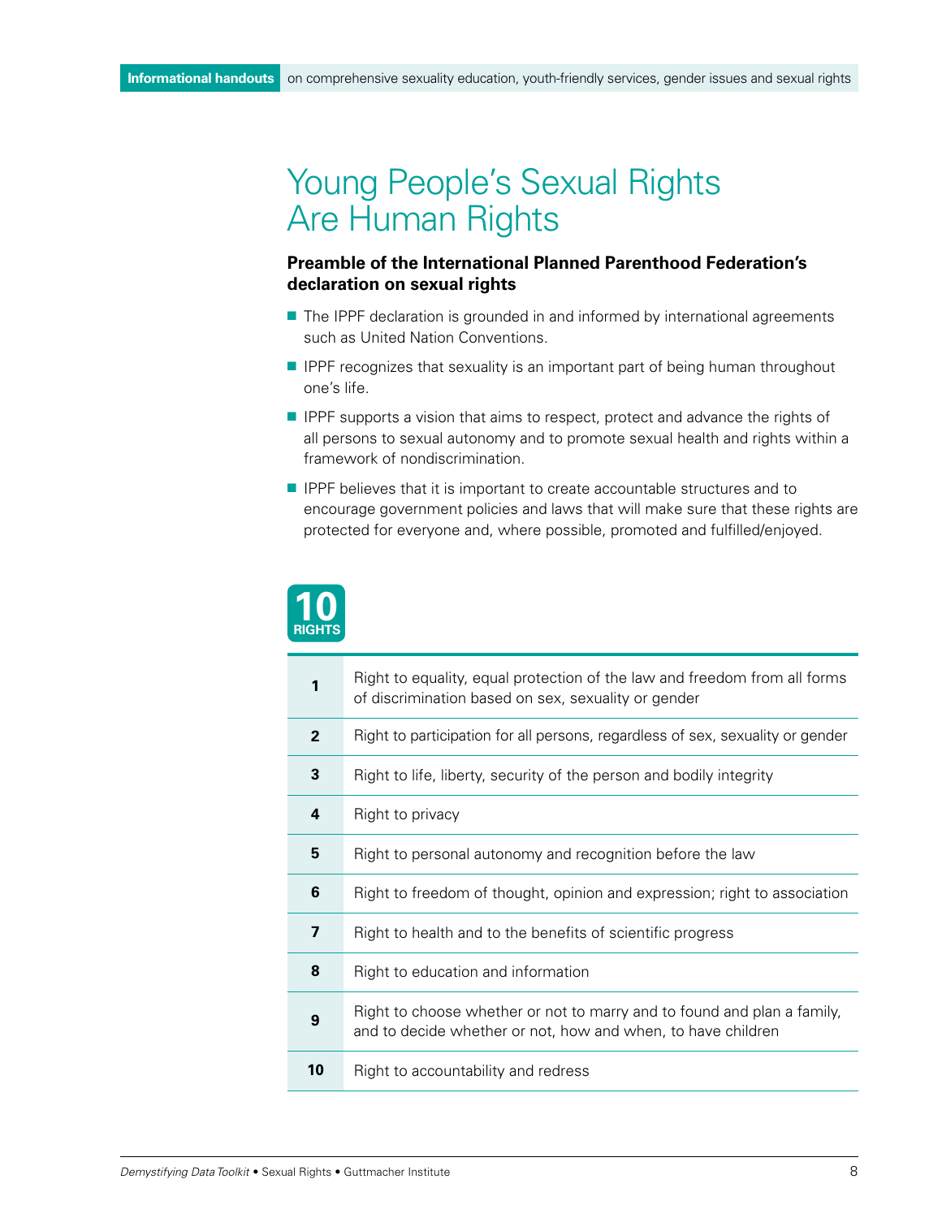# Young People's Sexual Rights Are Human Rights

**Preamble of the International Planned Parenthood Federation's declaration on sexual rights**

- The IPPF declaration is grounded in and informed by international agreements such as United Nation Conventions.
- IPPF recognizes that sexuality is an important part of being human throughout one's life.
- IPPF supports a vision that aims to respect, protect and advance the rights of all persons to sexual autonomy and to promote sexual health and rights within a framework of nondiscrimination.
- IPPF believes that it is important to create accountable structures and to encourage government policies and laws that will make sure that these rights are protected for everyone and, where possible, promoted and fulfilled/enjoyed.

## 10 RIGHTS

| | |
|---|---|
| **1** | Right to equality, equal protection of the law and freedom from all forms of discrimination based on sex, sexuality or gender |
| **2** | Right to participation for all persons, regardless of sex, sexuality or gender |
| **3** | Right to life, liberty, security of the person and bodily integrity |
| **4** | Right to privacy |
| **5** | Right to personal autonomy and recognition before the law |
| **6** | Right to freedom of thought, opinion and expression; right to association |
| **7** | Right to health and to the benefits of scientific progress |
| **8** | Right to education and information |
| **9** | Right to choose whether or not to marry and to found and plan a family, and to decide whether or not, how and when, to have children |
| **10** | Right to accountability and redress |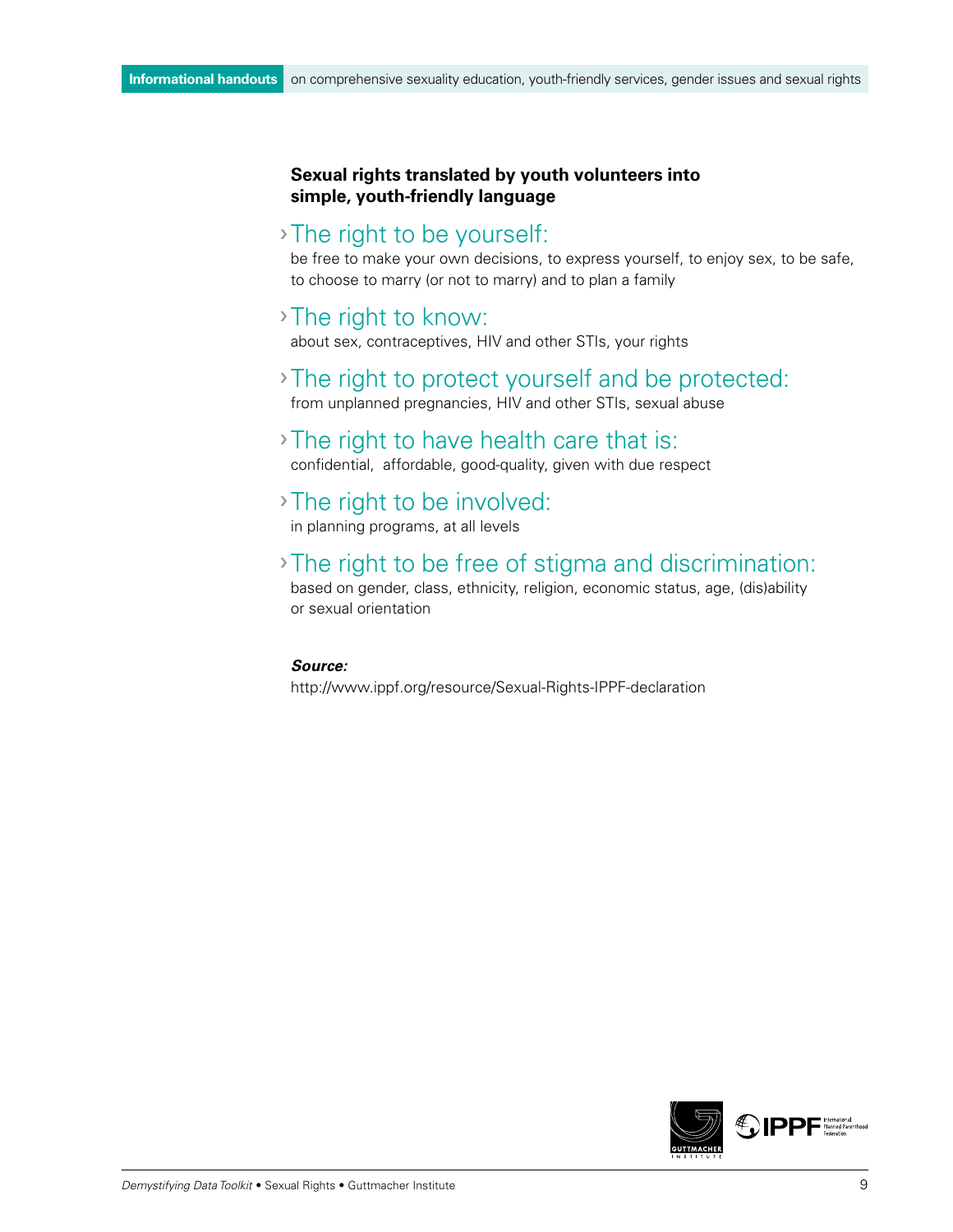**Sexual rights translated by youth volunteers into simple, youth-friendly language**

### › The right to be yourself:

be free to make your own decisions, to express yourself, to enjoy sex, to be safe, to choose to marry (or not to marry) and to plan a family

### › The right to know:

about sex, contraceptives, HIV and other STIs, your rights

### › The right to protect yourself and be protected:

from unplanned pregnancies, HIV and other STIs, sexual abuse

### › The right to have health care that is:

confidential, affordable, good-quality, given with due respect

### › The right to be involved:

in planning programs, at all levels

### › The right to be free of stigma and discrimination:

based on gender, class, ethnicity, religion, economic status, age, (dis)ability or sexual orientation

***Source:***

http://www.ippf.org/resource/Sexual-Rights-IPPF-declaration